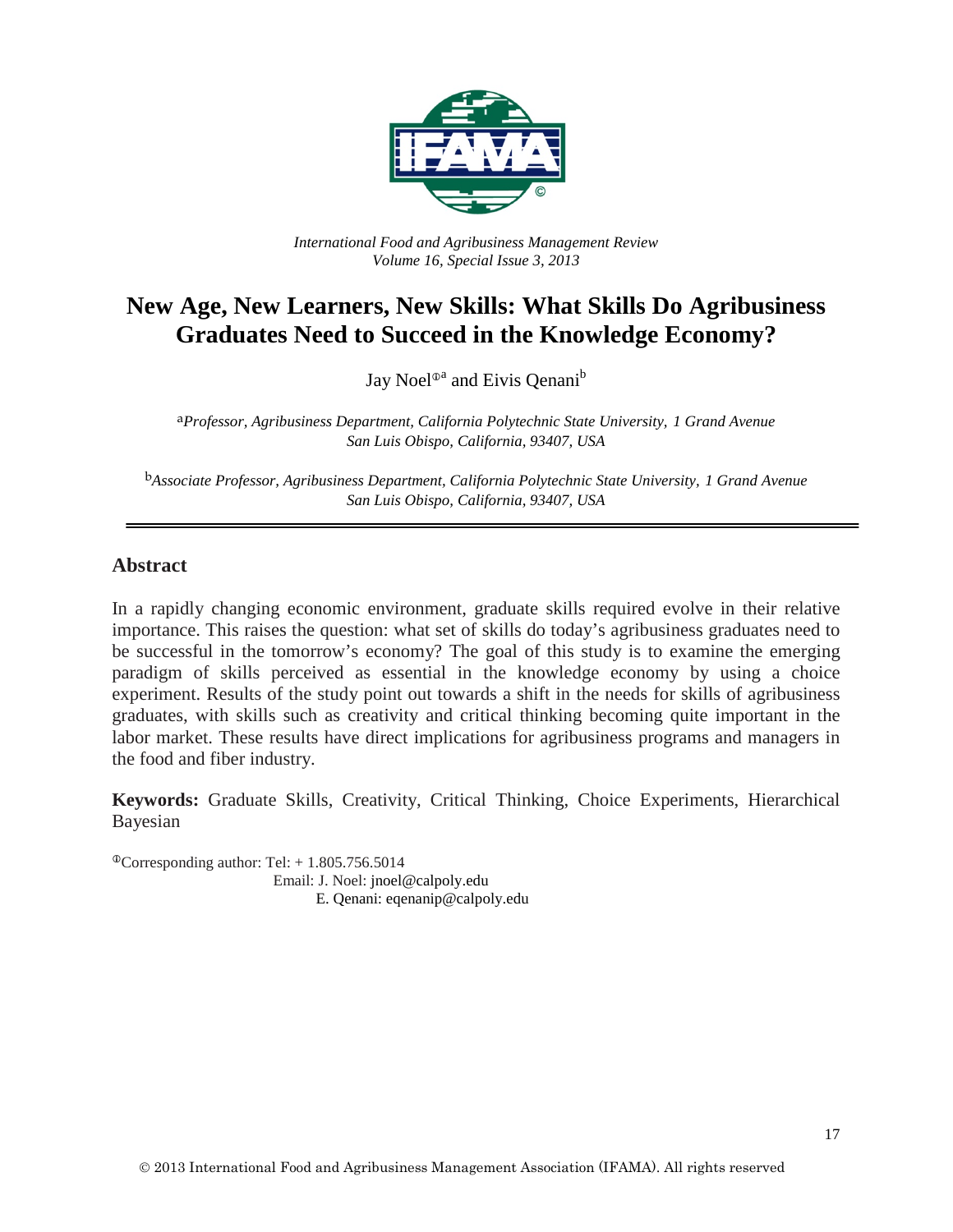*International Food and Agribusiness Management Review*
*Volume 16, Special Issue 3, 2013*

# New Age, New Learners, New Skills: What Skills Do Agribusiness Graduates Need to Succeed in the Knowledge Economy?

Jay Noel[ᶲa] and Eivis Qenani[b]

[a]*Professor, Agribusiness Department, California Polytechnic State University, 1 Grand Avenue San Luis Obispo, California, 93407, USA*

[b]*Associate Professor, Agribusiness Department, California Polytechnic State University, 1 Grand Avenue San Luis Obispo, California, 93407, USA*

---

## Abstract

In a rapidly changing economic environment, graduate skills required evolve in their relative importance. This raises the question: what set of skills do today's agribusiness graduates need to be successful in the tomorrow's economy? The goal of this study is to examine the emerging paradigm of skills perceived as essential in the knowledge economy by using a choice experiment. Results of the study point out towards a shift in the needs for skills of agribusiness graduates, with skills such as creativity and critical thinking becoming quite important in the labor market. These results have direct implications for agribusiness programs and managers in the food and fiber industry.

**Keywords:** Graduate Skills, Creativity, Critical Thinking, Choice Experiments, Hierarchical Bayesian

[ᶲ]Corresponding author: Tel: + 1.805.756.5014
Email: J. Noel: jnoel@calpoly.edu
E. Qenani: eqenanip@calpoly.edu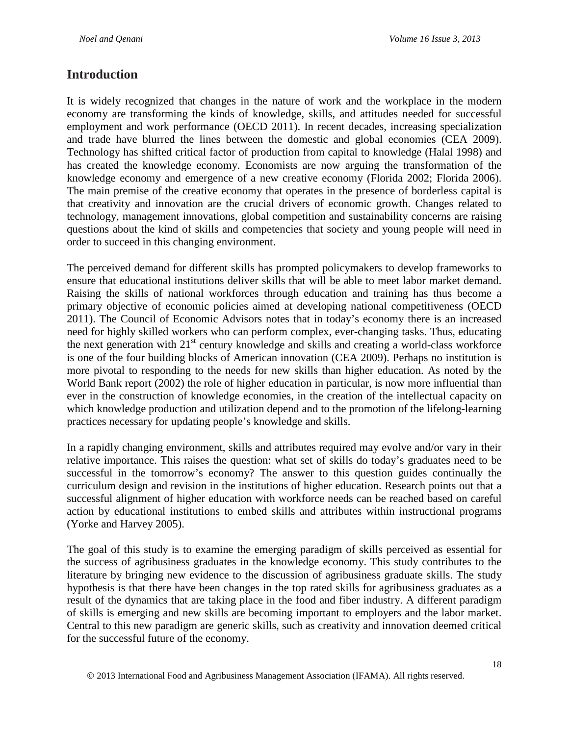## Introduction

It is widely recognized that changes in the nature of work and the workplace in the modern economy are transforming the kinds of knowledge, skills, and attitudes needed for successful employment and work performance (OECD 2011). In recent decades, increasing specialization and trade have blurred the lines between the domestic and global economies (CEA 2009). Technology has shifted critical factor of production from capital to knowledge (Halal 1998) and has created the knowledge economy. Economists are now arguing the transformation of the knowledge economy and emergence of a new creative economy (Florida 2002; Florida 2006). The main premise of the creative economy that operates in the presence of borderless capital is that creativity and innovation are the crucial drivers of economic growth. Changes related to technology, management innovations, global competition and sustainability concerns are raising questions about the kind of skills and competencies that society and young people will need in order to succeed in this changing environment.

The perceived demand for different skills has prompted policymakers to develop frameworks to ensure that educational institutions deliver skills that will be able to meet labor market demand. Raising the skills of national workforces through education and training has thus become a primary objective of economic policies aimed at developing national competitiveness (OECD 2011). The Council of Economic Advisors notes that in today's economy there is an increased need for highly skilled workers who can perform complex, ever-changing tasks. Thus, educating the next generation with 21st century knowledge and skills and creating a world-class workforce is one of the four building blocks of American innovation (CEA 2009). Perhaps no institution is more pivotal to responding to the needs for new skills than higher education. As noted by the World Bank report (2002) the role of higher education in particular, is now more influential than ever in the construction of knowledge economies, in the creation of the intellectual capacity on which knowledge production and utilization depend and to the promotion of the lifelong-learning practices necessary for updating people's knowledge and skills.

In a rapidly changing environment, skills and attributes required may evolve and/or vary in their relative importance. This raises the question: what set of skills do today's graduates need to be successful in the tomorrow's economy? The answer to this question guides continually the curriculum design and revision in the institutions of higher education. Research points out that a successful alignment of higher education with workforce needs can be reached based on careful action by educational institutions to embed skills and attributes within instructional programs (Yorke and Harvey 2005).

The goal of this study is to examine the emerging paradigm of skills perceived as essential for the success of agribusiness graduates in the knowledge economy. This study contributes to the literature by bringing new evidence to the discussion of agribusiness graduate skills. The study hypothesis is that there have been changes in the top rated skills for agribusiness graduates as a result of the dynamics that are taking place in the food and fiber industry. A different paradigm of skills is emerging and new skills are becoming important to employers and the labor market. Central to this new paradigm are generic skills, such as creativity and innovation deemed critical for the successful future of the economy.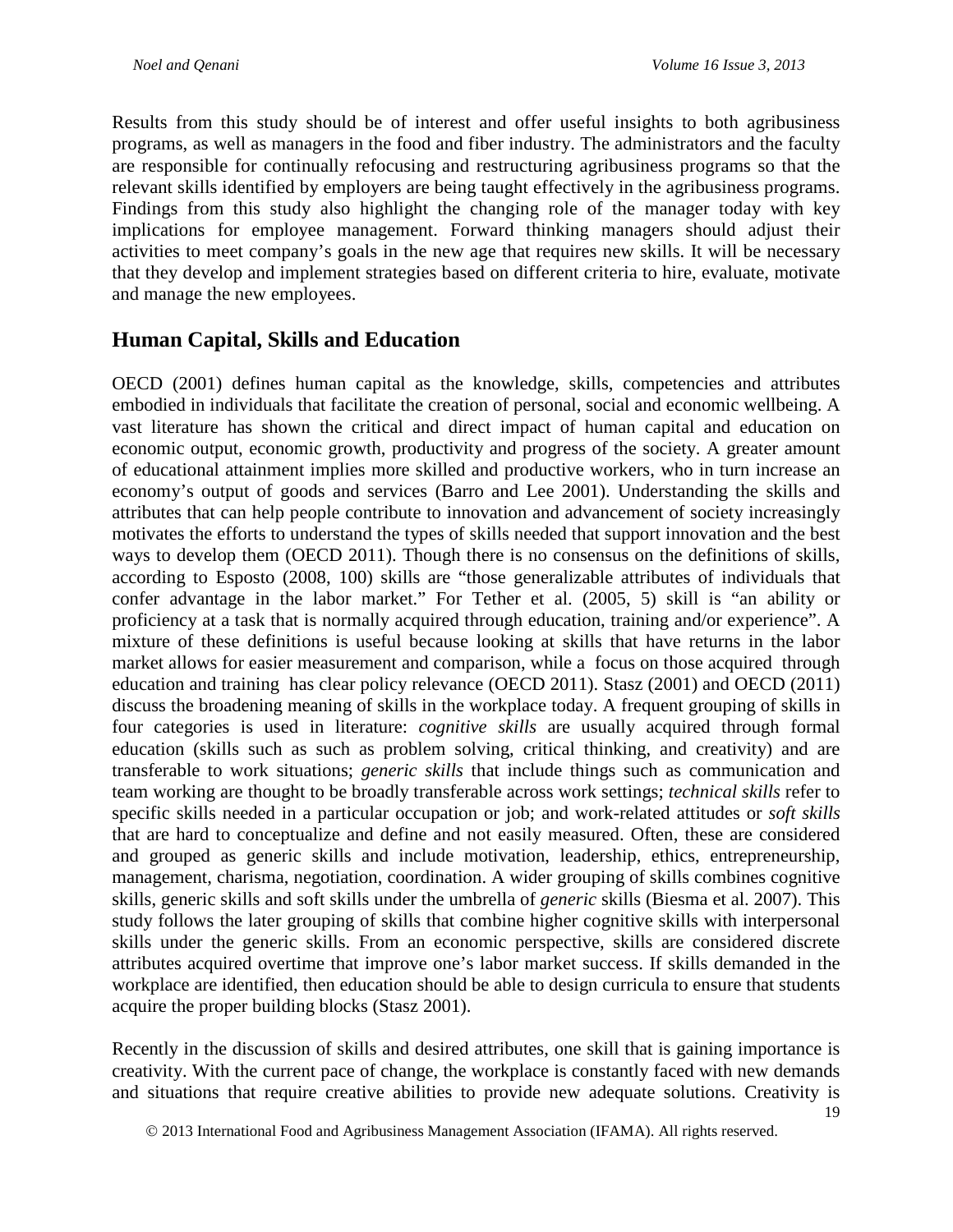Results from this study should be of interest and offer useful insights to both agribusiness programs, as well as managers in the food and fiber industry. The administrators and the faculty are responsible for continually refocusing and restructuring agribusiness programs so that the relevant skills identified by employers are being taught effectively in the agribusiness programs. Findings from this study also highlight the changing role of the manager today with key implications for employee management. Forward thinking managers should adjust their activities to meet company's goals in the new age that requires new skills. It will be necessary that they develop and implement strategies based on different criteria to hire, evaluate, motivate and manage the new employees.

## Human Capital, Skills and Education

OECD (2001) defines human capital as the knowledge, skills, competencies and attributes embodied in individuals that facilitate the creation of personal, social and economic wellbeing. A vast literature has shown the critical and direct impact of human capital and education on economic output, economic growth, productivity and progress of the society. A greater amount of educational attainment implies more skilled and productive workers, who in turn increase an economy's output of goods and services (Barro and Lee 2001). Understanding the skills and attributes that can help people contribute to innovation and advancement of society increasingly motivates the efforts to understand the types of skills needed that support innovation and the best ways to develop them (OECD 2011). Though there is no consensus on the definitions of skills, according to Esposto (2008, 100) skills are "those generalizable attributes of individuals that confer advantage in the labor market." For Tether et al. (2005, 5) skill is "an ability or proficiency at a task that is normally acquired through education, training and/or experience". A mixture of these definitions is useful because looking at skills that have returns in the labor market allows for easier measurement and comparison, while a focus on those acquired through education and training has clear policy relevance (OECD 2011). Stasz (2001) and OECD (2011) discuss the broadening meaning of skills in the workplace today. A frequent grouping of skills in four categories is used in literature: *cognitive skills* are usually acquired through formal education (skills such as such as problem solving, critical thinking, and creativity) and are transferable to work situations; *generic skills* that include things such as communication and team working are thought to be broadly transferable across work settings; *technical skills* refer to specific skills needed in a particular occupation or job; and work-related attitudes or *soft skills* that are hard to conceptualize and define and not easily measured. Often, these are considered and grouped as generic skills and include motivation, leadership, ethics, entrepreneurship, management, charisma, negotiation, coordination. A wider grouping of skills combines cognitive skills, generic skills and soft skills under the umbrella of *generic* skills (Biesma et al. 2007). This study follows the later grouping of skills that combine higher cognitive skills with interpersonal skills under the generic skills. From an economic perspective, skills are considered discrete attributes acquired overtime that improve one's labor market success. If skills demanded in the workplace are identified, then education should be able to design curricula to ensure that students acquire the proper building blocks (Stasz 2001).

Recently in the discussion of skills and desired attributes, one skill that is gaining importance is creativity. With the current pace of change, the workplace is constantly faced with new demands and situations that require creative abilities to provide new adequate solutions. Creativity is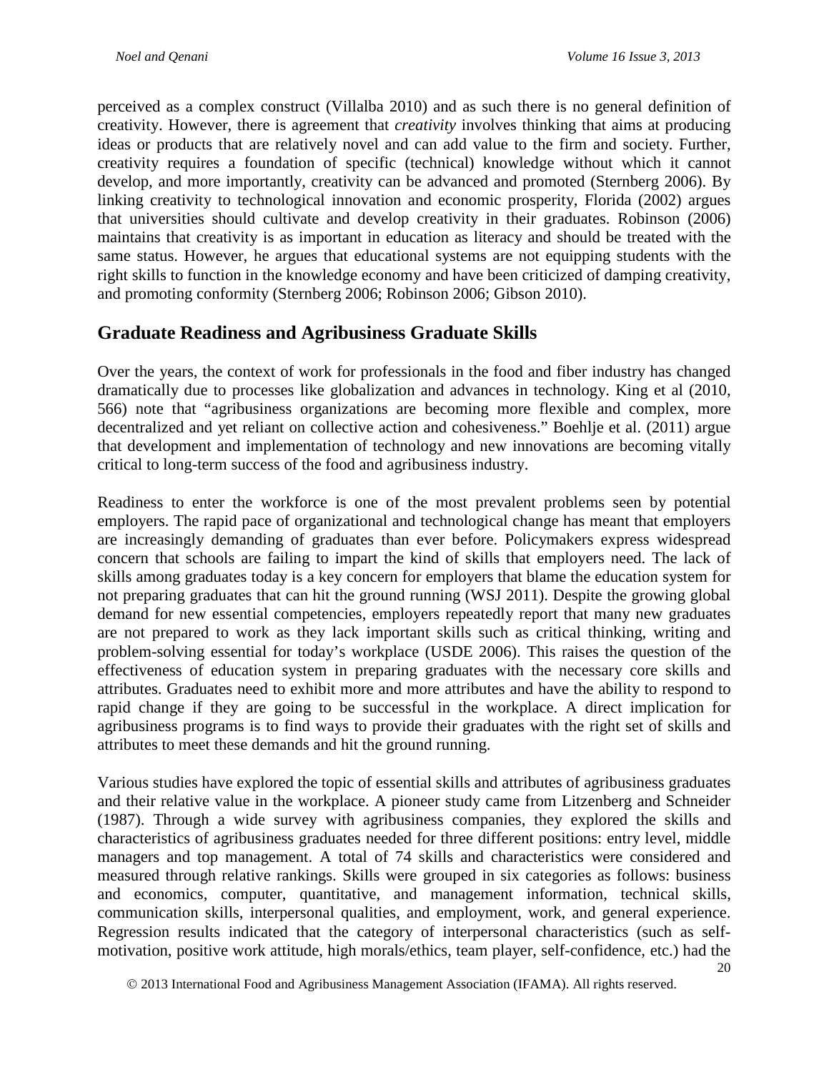perceived as a complex construct (Villalba 2010) and as such there is no general definition of creativity. However, there is agreement that *creativity* involves thinking that aims at producing ideas or products that are relatively novel and can add value to the firm and society. Further, creativity requires a foundation of specific (technical) knowledge without which it cannot develop, and more importantly, creativity can be advanced and promoted (Sternberg 2006). By linking creativity to technological innovation and economic prosperity, Florida (2002) argues that universities should cultivate and develop creativity in their graduates. Robinson (2006) maintains that creativity is as important in education as literacy and should be treated with the same status. However, he argues that educational systems are not equipping students with the right skills to function in the knowledge economy and have been criticized of damping creativity, and promoting conformity (Sternberg 2006; Robinson 2006; Gibson 2010).

## Graduate Readiness and Agribusiness Graduate Skills

Over the years, the context of work for professionals in the food and fiber industry has changed dramatically due to processes like globalization and advances in technology. King et al (2010, 566) note that "agribusiness organizations are becoming more flexible and complex, more decentralized and yet reliant on collective action and cohesiveness." Boehlje et al. (2011) argue that development and implementation of technology and new innovations are becoming vitally critical to long-term success of the food and agribusiness industry.

Readiness to enter the workforce is one of the most prevalent problems seen by potential employers. The rapid pace of organizational and technological change has meant that employers are increasingly demanding of graduates than ever before. Policymakers express widespread concern that schools are failing to impart the kind of skills that employers need. The lack of skills among graduates today is a key concern for employers that blame the education system for not preparing graduates that can hit the ground running (WSJ 2011). Despite the growing global demand for new essential competencies, employers repeatedly report that many new graduates are not prepared to work as they lack important skills such as critical thinking, writing and problem-solving essential for today's workplace (USDE 2006). This raises the question of the effectiveness of education system in preparing graduates with the necessary core skills and attributes. Graduates need to exhibit more and more attributes and have the ability to respond to rapid change if they are going to be successful in the workplace. A direct implication for agribusiness programs is to find ways to provide their graduates with the right set of skills and attributes to meet these demands and hit the ground running.

Various studies have explored the topic of essential skills and attributes of agribusiness graduates and their relative value in the workplace. A pioneer study came from Litzenberg and Schneider (1987). Through a wide survey with agribusiness companies, they explored the skills and characteristics of agribusiness graduates needed for three different positions: entry level, middle managers and top management. A total of 74 skills and characteristics were considered and measured through relative rankings. Skills were grouped in six categories as follows: business and economics, computer, quantitative, and management information, technical skills, communication skills, interpersonal qualities, and employment, work, and general experience. Regression results indicated that the category of interpersonal characteristics (such as self-motivation, positive work attitude, high morals/ethics, team player, self-confidence, etc.) had the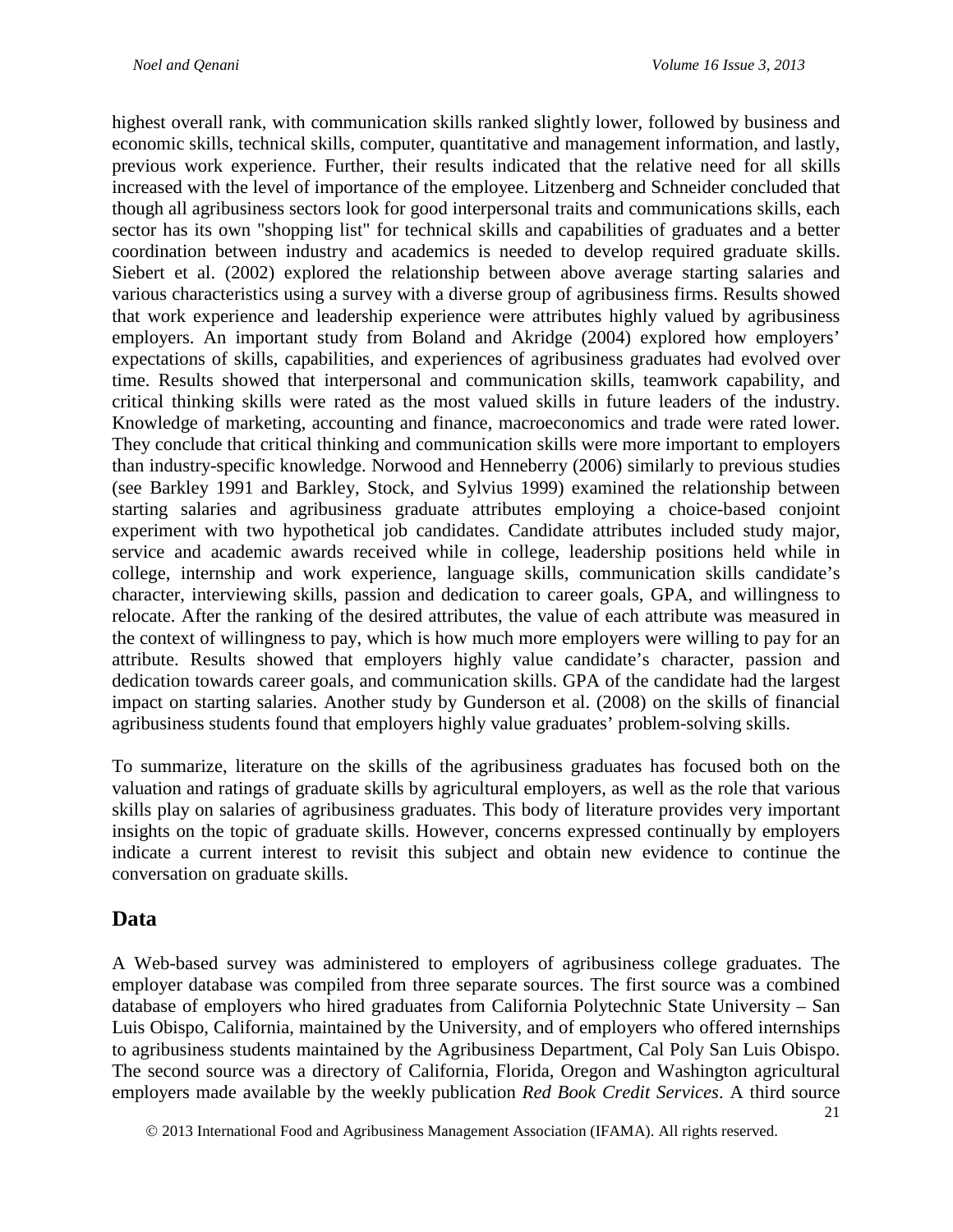highest overall rank, with communication skills ranked slightly lower, followed by business and economic skills, technical skills, computer, quantitative and management information, and lastly, previous work experience. Further, their results indicated that the relative need for all skills increased with the level of importance of the employee. Litzenberg and Schneider concluded that though all agribusiness sectors look for good interpersonal traits and communications skills, each sector has its own "shopping list" for technical skills and capabilities of graduates and a better coordination between industry and academics is needed to develop required graduate skills. Siebert et al. (2002) explored the relationship between above average starting salaries and various characteristics using a survey with a diverse group of agribusiness firms. Results showed that work experience and leadership experience were attributes highly valued by agribusiness employers. An important study from Boland and Akridge (2004) explored how employers' expectations of skills, capabilities, and experiences of agribusiness graduates had evolved over time. Results showed that interpersonal and communication skills, teamwork capability, and critical thinking skills were rated as the most valued skills in future leaders of the industry. Knowledge of marketing, accounting and finance, macroeconomics and trade were rated lower. They conclude that critical thinking and communication skills were more important to employers than industry-specific knowledge. Norwood and Henneberry (2006) similarly to previous studies (see Barkley 1991 and Barkley, Stock, and Sylvius 1999) examined the relationship between starting salaries and agribusiness graduate attributes employing a choice-based conjoint experiment with two hypothetical job candidates. Candidate attributes included study major, service and academic awards received while in college, leadership positions held while in college, internship and work experience, language skills, communication skills candidate's character, interviewing skills, passion and dedication to career goals, GPA, and willingness to relocate. After the ranking of the desired attributes, the value of each attribute was measured in the context of willingness to pay, which is how much more employers were willing to pay for an attribute. Results showed that employers highly value candidate's character, passion and dedication towards career goals, and communication skills. GPA of the candidate had the largest impact on starting salaries. Another study by Gunderson et al. (2008) on the skills of financial agribusiness students found that employers highly value graduates' problem-solving skills.

To summarize, literature on the skills of the agribusiness graduates has focused both on the valuation and ratings of graduate skills by agricultural employers, as well as the role that various skills play on salaries of agribusiness graduates. This body of literature provides very important insights on the topic of graduate skills. However, concerns expressed continually by employers indicate a current interest to revisit this subject and obtain new evidence to continue the conversation on graduate skills.

## Data

A Web-based survey was administered to employers of agribusiness college graduates. The employer database was compiled from three separate sources. The first source was a combined database of employers who hired graduates from California Polytechnic State University – San Luis Obispo, California, maintained by the University, and of employers who offered internships to agribusiness students maintained by the Agribusiness Department, Cal Poly San Luis Obispo. The second source was a directory of California, Florida, Oregon and Washington agricultural employers made available by the weekly publication *Red Book Credit Services*. A third source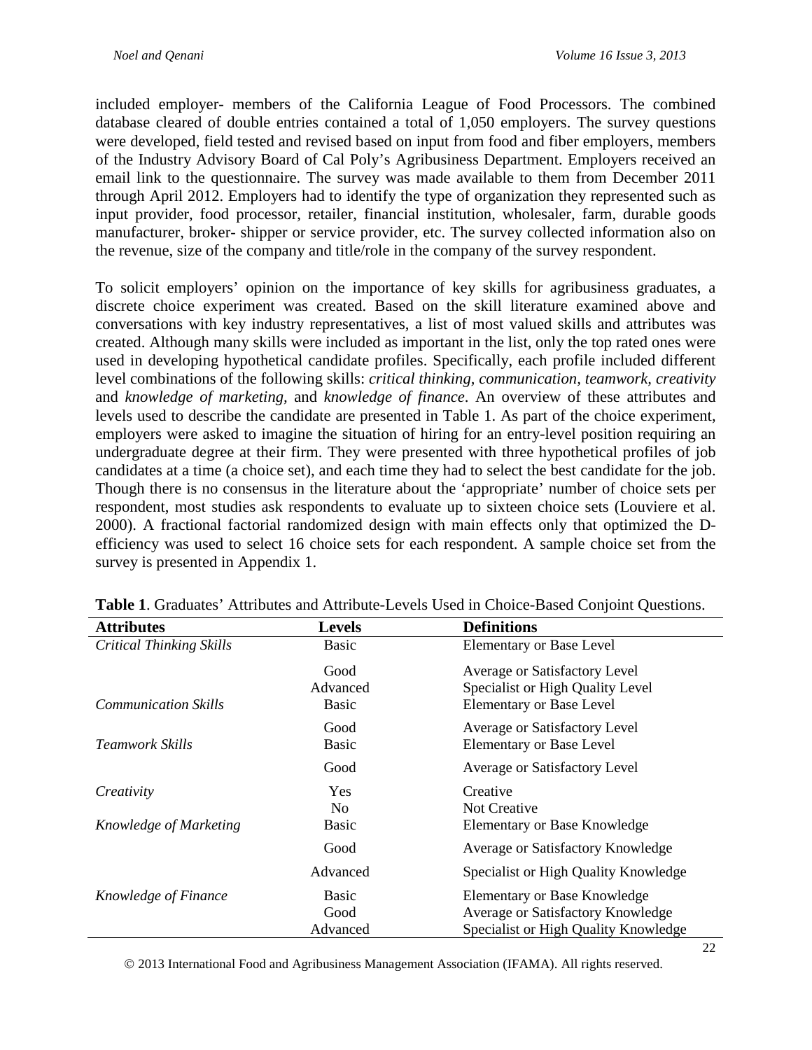included employer- members of the California League of Food Processors. The combined database cleared of double entries contained a total of 1,050 employers. The survey questions were developed, field tested and revised based on input from food and fiber employers, members of the Industry Advisory Board of Cal Poly's Agribusiness Department. Employers received an email link to the questionnaire. The survey was made available to them from December 2011 through April 2012. Employers had to identify the type of organization they represented such as input provider, food processor, retailer, financial institution, wholesaler, farm, durable goods manufacturer, broker- shipper or service provider, etc. The survey collected information also on the revenue, size of the company and title/role in the company of the survey respondent.

To solicit employers' opinion on the importance of key skills for agribusiness graduates, a discrete choice experiment was created. Based on the skill literature examined above and conversations with key industry representatives, a list of most valued skills and attributes was created. Although many skills were included as important in the list, only the top rated ones were used in developing hypothetical candidate profiles. Specifically, each profile included different level combinations of the following skills: *critical thinking, communication, teamwork, creativity* and *knowledge of marketing,* and *knowledge of finance*. An overview of these attributes and levels used to describe the candidate are presented in Table 1. As part of the choice experiment, employers were asked to imagine the situation of hiring for an entry-level position requiring an undergraduate degree at their firm. They were presented with three hypothetical profiles of job candidates at a time (a choice set), and each time they had to select the best candidate for the job. Though there is no consensus in the literature about the 'appropriate' number of choice sets per respondent, most studies ask respondents to evaluate up to sixteen choice sets (Louviere et al. 2000). A fractional factorial randomized design with main effects only that optimized the D-efficiency was used to select 16 choice sets for each respondent. A sample choice set from the survey is presented in Appendix 1.

**Table 1**. Graduates' Attributes and Attribute-Levels Used in Choice-Based Conjoint Questions.

| Attributes | Levels | Definitions |
|---|---|---|
| *Critical Thinking Skills* | Basic | Elementary or Base Level |
| | Good | Average or Satisfactory Level |
| | Advanced | Specialist or High Quality Level |
| *Communication Skills* | Basic | Elementary or Base Level |
| | Good | Average or Satisfactory Level |
| *Teamwork Skills* | Basic | Elementary or Base Level |
| | Good | Average or Satisfactory Level |
| *Creativity* | Yes | Creative |
| | No | Not Creative |
| *Knowledge of Marketing* | Basic | Elementary or Base Knowledge |
| | Good | Average or Satisfactory Knowledge |
| | Advanced | Specialist or High Quality Knowledge |
| *Knowledge of Finance* | Basic | Elementary or Base Knowledge |
| | Good | Average or Satisfactory Knowledge |
| | Advanced | Specialist or High Quality Knowledge |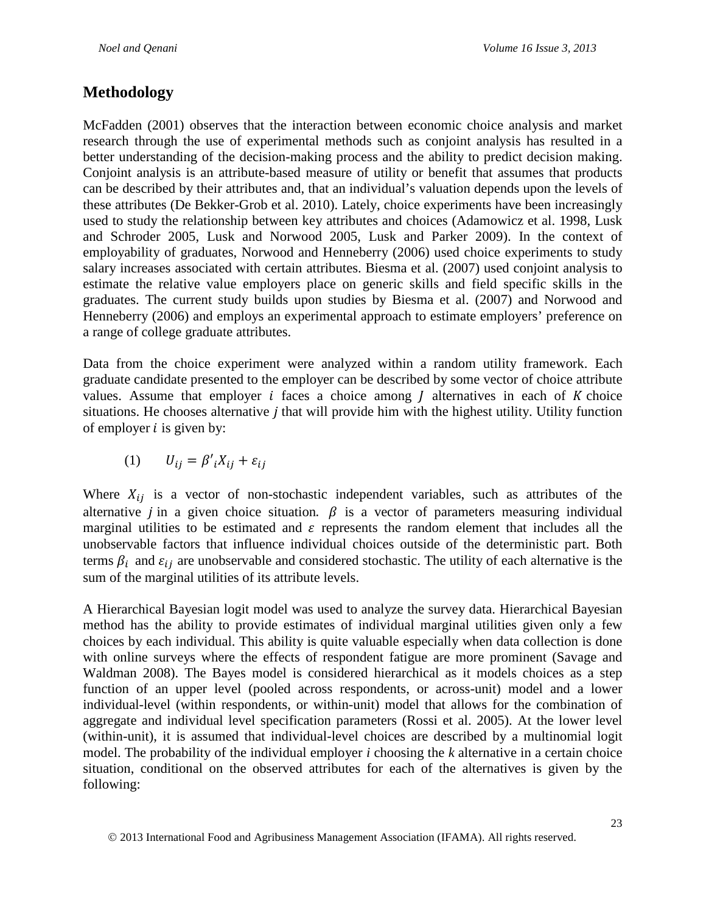## Methodology

McFadden (2001) observes that the interaction between economic choice analysis and market research through the use of experimental methods such as conjoint analysis has resulted in a better understanding of the decision-making process and the ability to predict decision making. Conjoint analysis is an attribute-based measure of utility or benefit that assumes that products can be described by their attributes and, that an individual's valuation depends upon the levels of these attributes (De Bekker-Grob et al. 2010). Lately, choice experiments have been increasingly used to study the relationship between key attributes and choices (Adamowicz et al. 1998, Lusk and Schroder 2005, Lusk and Norwood 2005, Lusk and Parker 2009). In the context of employability of graduates, Norwood and Henneberry (2006) used choice experiments to study salary increases associated with certain attributes. Biesma et al. (2007) used conjoint analysis to estimate the relative value employers place on generic skills and field specific skills in the graduates. The current study builds upon studies by Biesma et al. (2007) and Norwood and Henneberry (2006) and employs an experimental approach to estimate employers' preference on a range of college graduate attributes.

Data from the choice experiment were analyzed within a random utility framework. Each graduate candidate presented to the employer can be described by some vector of choice attribute values. Assume that employer $i$ faces a choice among $J$ alternatives in each of $K$ choice situations. He chooses alternative $j$ that will provide him with the highest utility. Utility function of employer $i$ is given by:

$$(1) \qquad U_{ij} = \beta'_i X_{ij} + \varepsilon_{ij}$$

Where $X_{ij}$ is a vector of non-stochastic independent variables, such as attributes of the alternative $j$ in a given choice situation. $\beta$ is a vector of parameters measuring individual marginal utilities to be estimated and $\varepsilon$ represents the random element that includes all the unobservable factors that influence individual choices outside of the deterministic part. Both terms $\beta_i$ and $\varepsilon_{ij}$ are unobservable and considered stochastic. The utility of each alternative is the sum of the marginal utilities of its attribute levels.

A Hierarchical Bayesian logit model was used to analyze the survey data. Hierarchical Bayesian method has the ability to provide estimates of individual marginal utilities given only a few choices by each individual. This ability is quite valuable especially when data collection is done with online surveys where the effects of respondent fatigue are more prominent (Savage and Waldman 2008). The Bayes model is considered hierarchical as it models choices as a step function of an upper level (pooled across respondents, or across-unit) model and a lower individual-level (within respondents, or within-unit) model that allows for the combination of aggregate and individual level specification parameters (Rossi et al. 2005). At the lower level (within-unit), it is assumed that individual-level choices are described by a multinomial logit model. The probability of the individual employer $i$ choosing the $k$ alternative in a certain choice situation, conditional on the observed attributes for each of the alternatives is given by the following: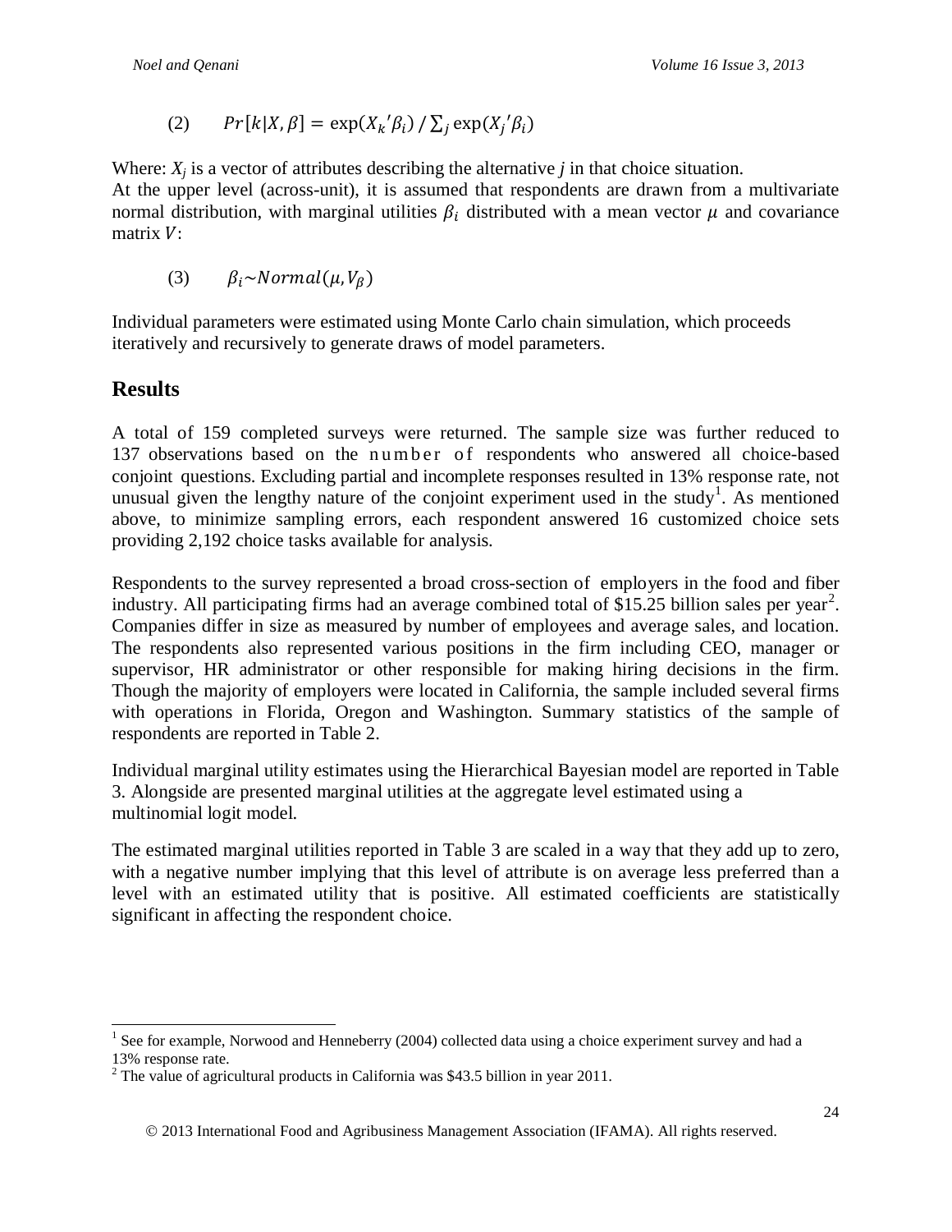$$(2) \qquad Pr[k|X,\beta] = \exp(X_k{}'\beta_i) \, / \sum_j \exp(X_j{}'\beta_i)$$

Where: $X_j$ is a vector of attributes describing the alternative $j$ in that choice situation.
At the upper level (across-unit), it is assumed that respondents are drawn from a multivariate normal distribution, with marginal utilities $\beta_i$ distributed with a mean vector $\mu$ and covariance matrix $V$:

$$(3) \qquad \beta_i \sim Normal(\mu, V_\beta)$$

Individual parameters were estimated using Monte Carlo chain simulation, which proceeds iteratively and recursively to generate draws of model parameters.

## Results

A total of 159 completed surveys were returned. The sample size was further reduced to 137 observations based on the number of respondents who answered all choice-based conjoint questions. Excluding partial and incomplete responses resulted in 13% response rate, not unusual given the lengthy nature of the conjoint experiment used in the study[1]. As mentioned above, to minimize sampling errors, each respondent answered 16 customized choice sets providing 2,192 choice tasks available for analysis.

Respondents to the survey represented a broad cross-section of employers in the food and fiber industry. All participating firms had an average combined total of \$15.25 billion sales per year[2]. Companies differ in size as measured by number of employees and average sales, and location. The respondents also represented various positions in the firm including CEO, manager or supervisor, HR administrator or other responsible for making hiring decisions in the firm. Though the majority of employers were located in California, the sample included several firms with operations in Florida, Oregon and Washington. Summary statistics of the sample of respondents are reported in Table 2.

Individual marginal utility estimates using the Hierarchical Bayesian model are reported in Table 3. Alongside are presented marginal utilities at the aggregate level estimated using a multinomial logit model.

The estimated marginal utilities reported in Table 3 are scaled in a way that they add up to zero, with a negative number implying that this level of attribute is on average less preferred than a level with an estimated utility that is positive. All estimated coefficients are statistically significant in affecting the respondent choice.

---

[1] See for example, Norwood and Henneberry (2004) collected data using a choice experiment survey and had a 13% response rate.
[2] The value of agricultural products in California was \$43.5 billion in year 2011.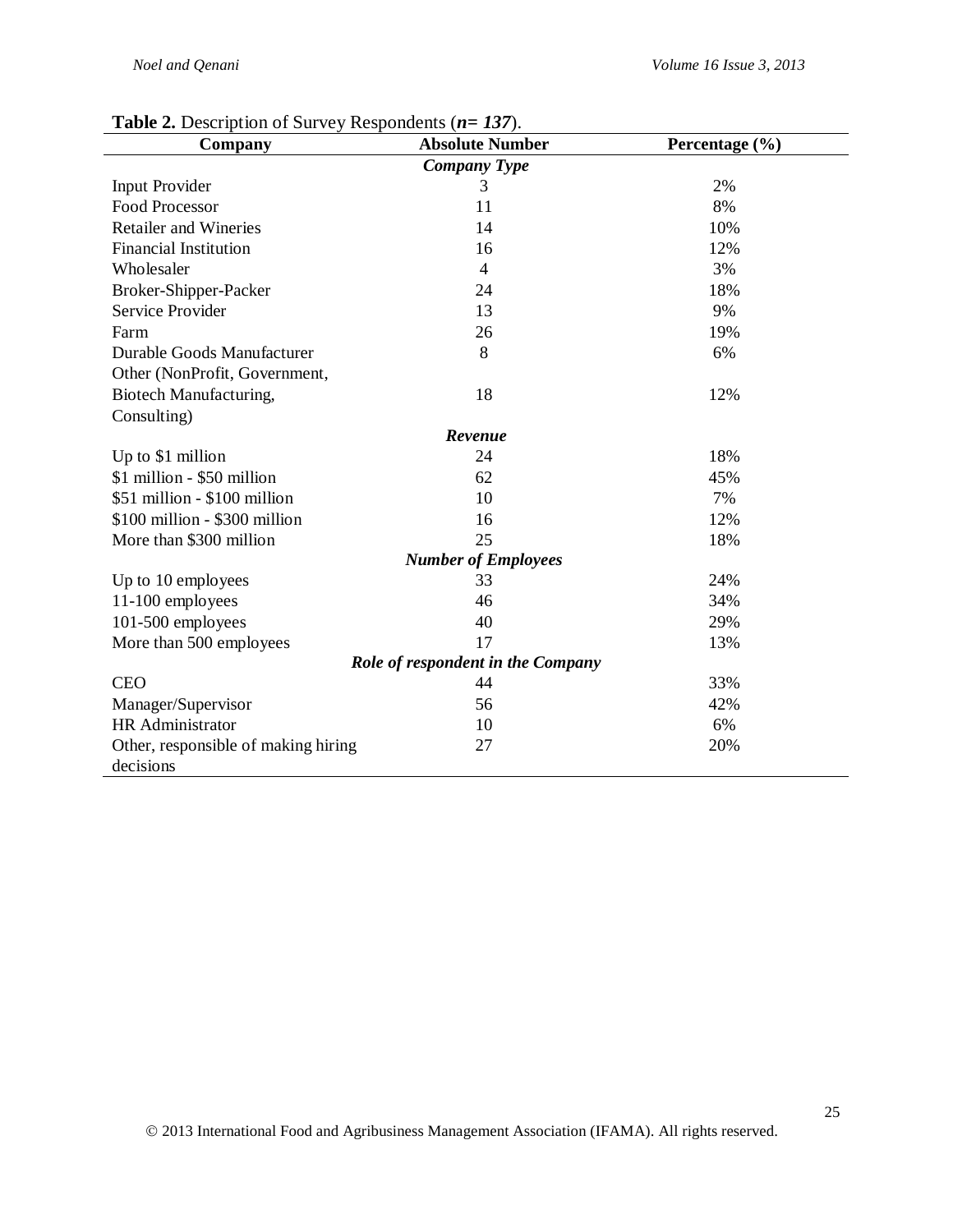**Table 2.** Description of Survey Respondents (***n*= *137***).

| Company | Absolute Number | Percentage (%) |
|---|---|---|
| | ***Company Type*** | |
| Input Provider | 3 | 2% |
| Food Processor | 11 | 8% |
| Retailer and Wineries | 14 | 10% |
| Financial Institution | 16 | 12% |
| Wholesaler | 4 | 3% |
| Broker-Shipper-Packer | 24 | 18% |
| Service Provider | 13 | 9% |
| Farm | 26 | 19% |
| Durable Goods Manufacturer | 8 | 6% |
| Other (NonProfit, Government, Biotech Manufacturing, Consulting) | 18 | 12% |
| | ***Revenue*** | |
| Up to $1 million | 24 | 18% |
| $1 million - $50 million | 62 | 45% |
| $51 million - $100 million | 10 | 7% |
| $100 million - $300 million | 16 | 12% |
| More than $300 million | 25 | 18% |
| | ***Number of Employees*** | |
| Up to 10 employees | 33 | 24% |
| 11-100 employees | 46 | 34% |
| 101-500 employees | 40 | 29% |
| More than 500 employees | 17 | 13% |
| | ***Role of respondent in the Company*** | |
| CEO | 44 | 33% |
| Manager/Supervisor | 56 | 42% |
| HR Administrator | 10 | 6% |
| Other, responsible of making hiring decisions | 27 | 20% |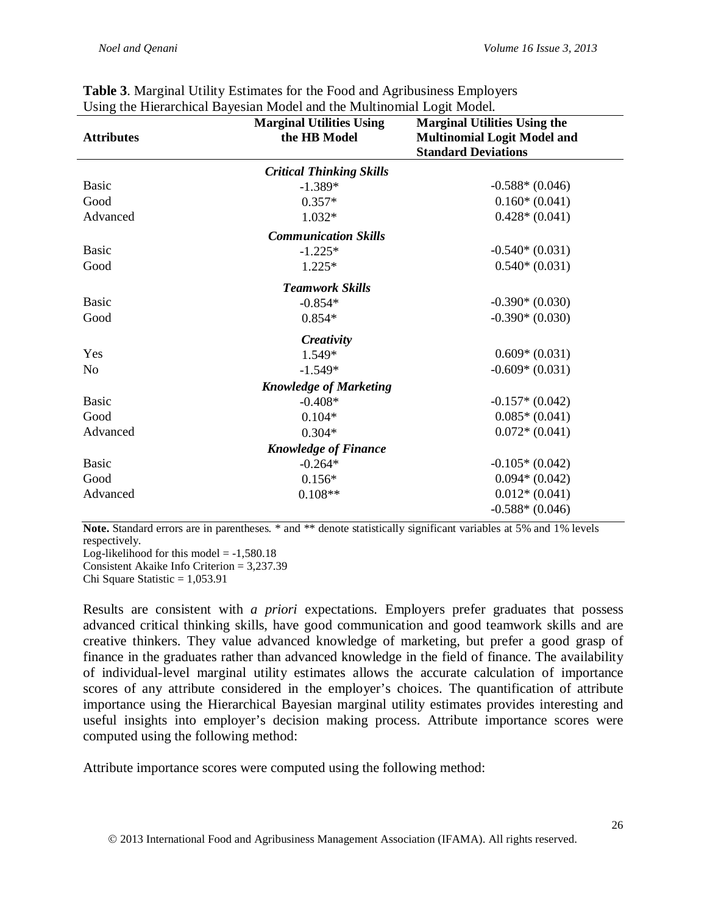**Table 3**. Marginal Utility Estimates for the Food and Agribusiness Employers Using the Hierarchical Bayesian Model and the Multinomial Logit Model.

| Attributes | Marginal Utilities Using the HB Model | Marginal Utilities Using the Multinomial Logit Model and Standard Deviations |
|---|---|---|
| | ***Critical Thinking Skills*** | |
| Basic | -1.389* | -0.588* (0.046) |
| Good | 0.357* | 0.160* (0.041) |
| Advanced | 1.032* | 0.428* (0.041) |
| | ***Communication Skills*** | |
| Basic | -1.225* | -0.540* (0.031) |
| Good | 1.225* | 0.540* (0.031) |
| | ***Teamwork Skills*** | |
| Basic | -0.854* | -0.390* (0.030) |
| Good | 0.854* | -0.390* (0.030) |
| | ***Creativity*** | |
| Yes | 1.549* | 0.609* (0.031) |
| No | -1.549* | -0.609* (0.031) |
| | ***Knowledge of Marketing*** | |
| Basic | -0.408* | -0.157* (0.042) |
| Good | 0.104* | 0.085* (0.041) |
| Advanced | 0.304* | 0.072* (0.041) |
| | ***Knowledge of Finance*** | |
| Basic | -0.264* | -0.105* (0.042) |
| Good | 0.156* | 0.094* (0.042) |
| Advanced | 0.108** | 0.012* (0.041) |
| | | -0.588* (0.046) |

**Note.** Standard errors are in parentheses. * and ** denote statistically significant variables at 5% and 1% levels respectively.
Log-likelihood for this model = -1,580.18
Consistent Akaike Info Criterion = 3,237.39
Chi Square Statistic = 1,053.91

Results are consistent with *a priori* expectations. Employers prefer graduates that possess advanced critical thinking skills, have good communication and good teamwork skills and are creative thinkers. They value advanced knowledge of marketing, but prefer a good grasp of finance in the graduates rather than advanced knowledge in the field of finance. The availability of individual-level marginal utility estimates allows the accurate calculation of importance scores of any attribute considered in the employer's choices. The quantification of attribute importance using the Hierarchical Bayesian marginal utility estimates provides interesting and useful insights into employer's decision making process. Attribute importance scores were computed using the following method:

Attribute importance scores were computed using the following method: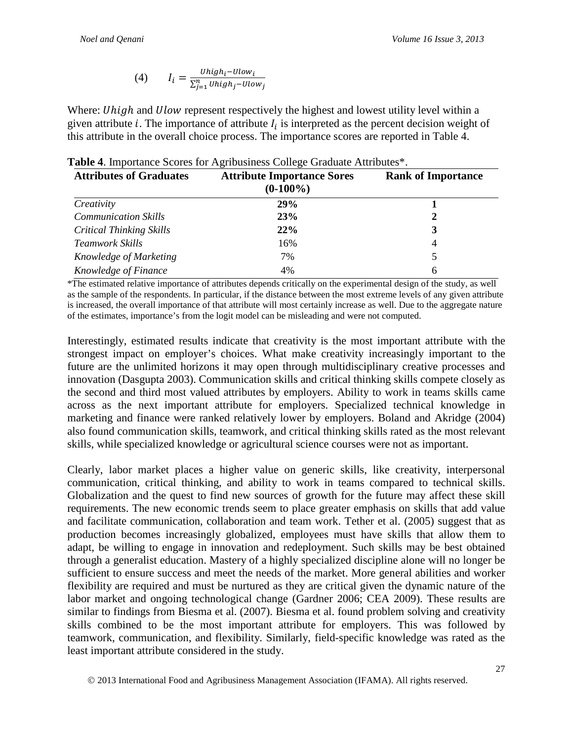$$(4) \qquad I_i = \frac{Uhigh_i - Ulow_i}{\sum_{j=1}^{n} Uhigh_j - Ulow_j}$$

Where: $Uhigh$ and $Ulow$ represent respectively the highest and lowest utility level within a given attribute $i$. The importance of attribute $I_i$ is interpreted as the percent decision weight of this attribute in the overall choice process. The importance scores are reported in Table 4.

**Table 4**. Importance Scores for Agribusiness College Graduate Attributes*.

| Attributes of Graduates | Attribute Importance Sores (0-100%) | Rank of Importance |
|---|---|---|
| *Creativity* | **29%** | **1** |
| *Communication Skills* | **23%** | **2** |
| *Critical Thinking Skills* | **22%** | **3** |
| *Teamwork Skills* | 16% | 4 |
| *Knowledge of Marketing* | 7% | 5 |
| *Knowledge of Finance* | 4% | 6 |

*The estimated relative importance of attributes depends critically on the experimental design of the study, as well as the sample of the respondents. In particular, if the distance between the most extreme levels of any given attribute is increased, the overall importance of that attribute will most certainly increase as well. Due to the aggregate nature of the estimates, importance's from the logit model can be misleading and were not computed.

Interestingly, estimated results indicate that creativity is the most important attribute with the strongest impact on employer's choices. What make creativity increasingly important to the future are the unlimited horizons it may open through multidisciplinary creative processes and innovation (Dasgupta 2003). Communication skills and critical thinking skills compete closely as the second and third most valued attributes by employers. Ability to work in teams skills came across as the next important attribute for employers. Specialized technical knowledge in marketing and finance were ranked relatively lower by employers. Boland and Akridge (2004) also found communication skills, teamwork, and critical thinking skills rated as the most relevant skills, while specialized knowledge or agricultural science courses were not as important.

Clearly, labor market places a higher value on generic skills, like creativity, interpersonal communication, critical thinking, and ability to work in teams compared to technical skills. Globalization and the quest to find new sources of growth for the future may affect these skill requirements. The new economic trends seem to place greater emphasis on skills that add value and facilitate communication, collaboration and team work. Tether et al. (2005) suggest that as production becomes increasingly globalized, employees must have skills that allow them to adapt, be willing to engage in innovation and redeployment. Such skills may be best obtained through a generalist education. Mastery of a highly specialized discipline alone will no longer be sufficient to ensure success and meet the needs of the market. More general abilities and worker flexibility are required and must be nurtured as they are critical given the dynamic nature of the labor market and ongoing technological change (Gardner 2006; CEA 2009). These results are similar to findings from Biesma et al. (2007). Biesma et al. found problem solving and creativity skills combined to be the most important attribute for employers. This was followed by teamwork, communication, and flexibility. Similarly, field-specific knowledge was rated as the least important attribute considered in the study.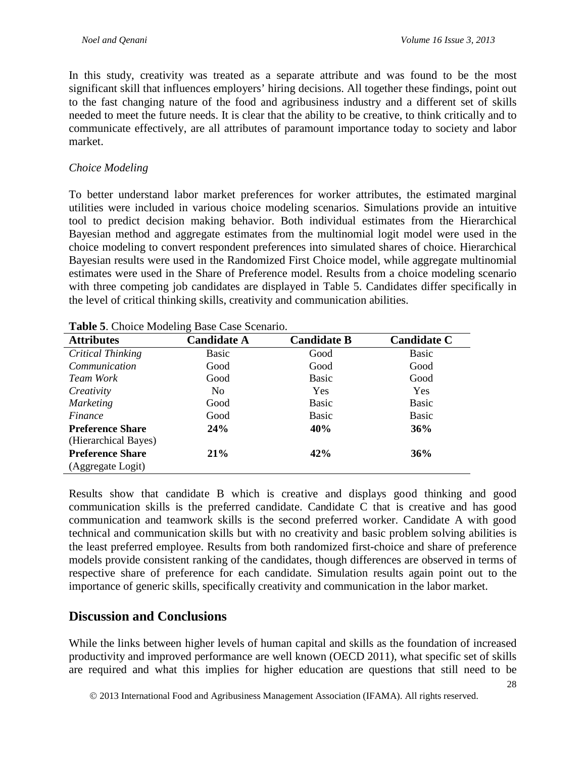In this study, creativity was treated as a separate attribute and was found to be the most significant skill that influences employers' hiring decisions. All together these findings, point out to the fast changing nature of the food and agribusiness industry and a different set of skills needed to meet the future needs. It is clear that the ability to be creative, to think critically and to communicate effectively, are all attributes of paramount importance today to society and labor market.

*Choice Modeling*

To better understand labor market preferences for worker attributes, the estimated marginal utilities were included in various choice modeling scenarios. Simulations provide an intuitive tool to predict decision making behavior. Both individual estimates from the Hierarchical Bayesian method and aggregate estimates from the multinomial logit model were used in the choice modeling to convert respondent preferences into simulated shares of choice. Hierarchical Bayesian results were used in the Randomized First Choice model, while aggregate multinomial estimates were used in the Share of Preference model. Results from a choice modeling scenario with three competing job candidates are displayed in Table 5. Candidates differ specifically in the level of critical thinking skills, creativity and communication abilities.

**Table 5**. Choice Modeling Base Case Scenario.

| **Attributes** | **Candidate A** | **Candidate B** | **Candidate C** |
|---|---|---|---|
| *Critical Thinking* | Basic | Good | Basic |
| *Communication* | Good | Good | Good |
| *Team Work* | Good | Basic | Good |
| *Creativity* | No | Yes | Yes |
| *Marketing* | Good | Basic | Basic |
| *Finance* | Good | Basic | Basic |
| **Preference Share** (Hierarchical Bayes) | **24%** | **40%** | **36%** |
| **Preference Share** (Aggregate Logit) | **21%** | **42%** | **36%** |

Results show that candidate B which is creative and displays good thinking and good communication skills is the preferred candidate. Candidate C that is creative and has good communication and teamwork skills is the second preferred worker. Candidate A with good technical and communication skills but with no creativity and basic problem solving abilities is the least preferred employee. Results from both randomized first-choice and share of preference models provide consistent ranking of the candidates, though differences are observed in terms of respective share of preference for each candidate. Simulation results again point out to the importance of generic skills, specifically creativity and communication in the labor market.

## Discussion and Conclusions

While the links between higher levels of human capital and skills as the foundation of increased productivity and improved performance are well known (OECD 2011), what specific set of skills are required and what this implies for higher education are questions that still need to be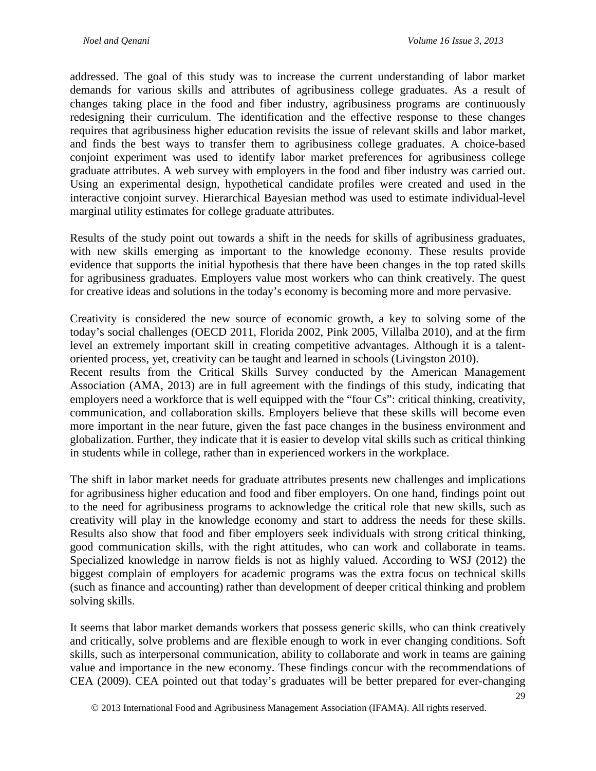addressed. The goal of this study was to increase the current understanding of labor market demands for various skills and attributes of agribusiness college graduates. As a result of changes taking place in the food and fiber industry, agribusiness programs are continuously redesigning their curriculum. The identification and the effective response to these changes requires that agribusiness higher education revisits the issue of relevant skills and labor market, and finds the best ways to transfer them to agribusiness college graduates. A choice-based conjoint experiment was used to identify labor market preferences for agribusiness college graduate attributes. A web survey with employers in the food and fiber industry was carried out. Using an experimental design, hypothetical candidate profiles were created and used in the interactive conjoint survey. Hierarchical Bayesian method was used to estimate individual-level marginal utility estimates for college graduate attributes.

Results of the study point out towards a shift in the needs for skills of agribusiness graduates, with new skills emerging as important to the knowledge economy. These results provide evidence that supports the initial hypothesis that there have been changes in the top rated skills for agribusiness graduates. Employers value most workers who can think creatively. The quest for creative ideas and solutions in the today's economy is becoming more and more pervasive.

Creativity is considered the new source of economic growth, a key to solving some of the today's social challenges (OECD 2011, Florida 2002, Pink 2005, Villalba 2010), and at the firm level an extremely important skill in creating competitive advantages. Although it is a talent-oriented process, yet, creativity can be taught and learned in schools (Livingston 2010).

Recent results from the Critical Skills Survey conducted by the American Management Association (AMA, 2013) are in full agreement with the findings of this study, indicating that employers need a workforce that is well equipped with the "four Cs": critical thinking, creativity, communication, and collaboration skills. Employers believe that these skills will become even more important in the near future, given the fast pace changes in the business environment and globalization. Further, they indicate that it is easier to develop vital skills such as critical thinking in students while in college, rather than in experienced workers in the workplace.

The shift in labor market needs for graduate attributes presents new challenges and implications for agribusiness higher education and food and fiber employers. On one hand, findings point out to the need for agribusiness programs to acknowledge the critical role that new skills, such as creativity will play in the knowledge economy and start to address the needs for these skills. Results also show that food and fiber employers seek individuals with strong critical thinking, good communication skills, with the right attitudes, who can work and collaborate in teams. Specialized knowledge in narrow fields is not as highly valued. According to WSJ (2012) the biggest complain of employers for academic programs was the extra focus on technical skills (such as finance and accounting) rather than development of deeper critical thinking and problem solving skills.

It seems that labor market demands workers that possess generic skills, who can think creatively and critically, solve problems and are flexible enough to work in ever changing conditions. Soft skills, such as interpersonal communication, ability to collaborate and work in teams are gaining value and importance in the new economy. These findings concur with the recommendations of CEA (2009). CEA pointed out that today's graduates will be better prepared for ever-changing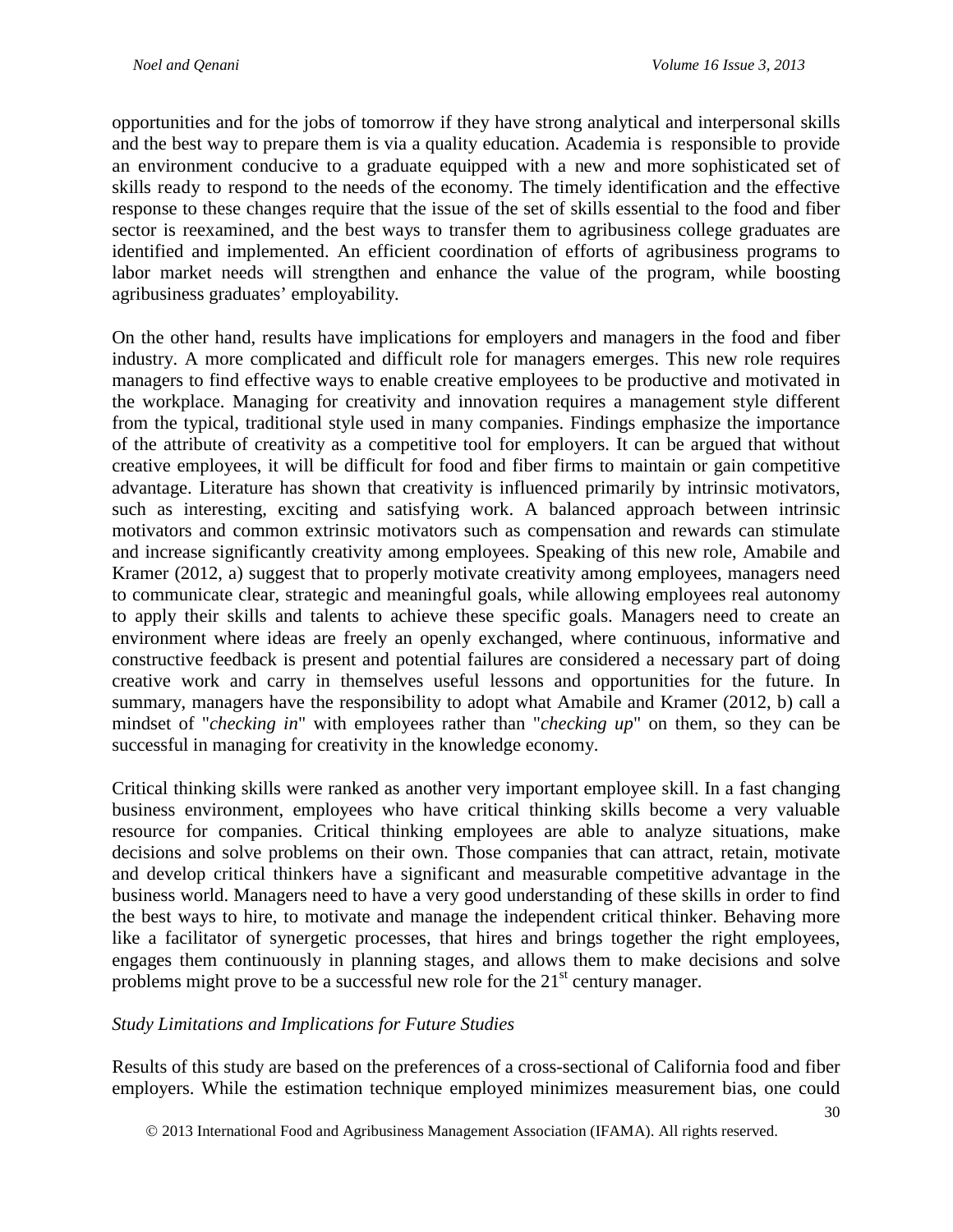opportunities and for the jobs of tomorrow if they have strong analytical and interpersonal skills and the best way to prepare them is via a quality education. Academia is responsible to provide an environment conducive to a graduate equipped with a new and more sophisticated set of skills ready to respond to the needs of the economy. The timely identification and the effective response to these changes require that the issue of the set of skills essential to the food and fiber sector is reexamined, and the best ways to transfer them to agribusiness college graduates are identified and implemented. An efficient coordination of efforts of agribusiness programs to labor market needs will strengthen and enhance the value of the program, while boosting agribusiness graduates' employability.

On the other hand, results have implications for employers and managers in the food and fiber industry. A more complicated and difficult role for managers emerges. This new role requires managers to find effective ways to enable creative employees to be productive and motivated in the workplace. Managing for creativity and innovation requires a management style different from the typical, traditional style used in many companies. Findings emphasize the importance of the attribute of creativity as a competitive tool for employers. It can be argued that without creative employees, it will be difficult for food and fiber firms to maintain or gain competitive advantage. Literature has shown that creativity is influenced primarily by intrinsic motivators, such as interesting, exciting and satisfying work. A balanced approach between intrinsic motivators and common extrinsic motivators such as compensation and rewards can stimulate and increase significantly creativity among employees. Speaking of this new role, Amabile and Kramer (2012, a) suggest that to properly motivate creativity among employees, managers need to communicate clear, strategic and meaningful goals, while allowing employees real autonomy to apply their skills and talents to achieve these specific goals. Managers need to create an environment where ideas are freely an openly exchanged, where continuous, informative and constructive feedback is present and potential failures are considered a necessary part of doing creative work and carry in themselves useful lessons and opportunities for the future. In summary, managers have the responsibility to adopt what Amabile and Kramer (2012, b) call a mindset of "*checking in*" with employees rather than "*checking up*" on them, so they can be successful in managing for creativity in the knowledge economy.

Critical thinking skills were ranked as another very important employee skill. In a fast changing business environment, employees who have critical thinking skills become a very valuable resource for companies. Critical thinking employees are able to analyze situations, make decisions and solve problems on their own. Those companies that can attract, retain, motivate and develop critical thinkers have a significant and measurable competitive advantage in the business world. Managers need to have a very good understanding of these skills in order to find the best ways to hire, to motivate and manage the independent critical thinker. Behaving more like a facilitator of synergetic processes, that hires and brings together the right employees, engages them continuously in planning stages, and allows them to make decisions and solve problems might prove to be a successful new role for the 21st century manager.

*Study Limitations and Implications for Future Studies*

Results of this study are based on the preferences of a cross-sectional of California food and fiber employers. While the estimation technique employed minimizes measurement bias, one could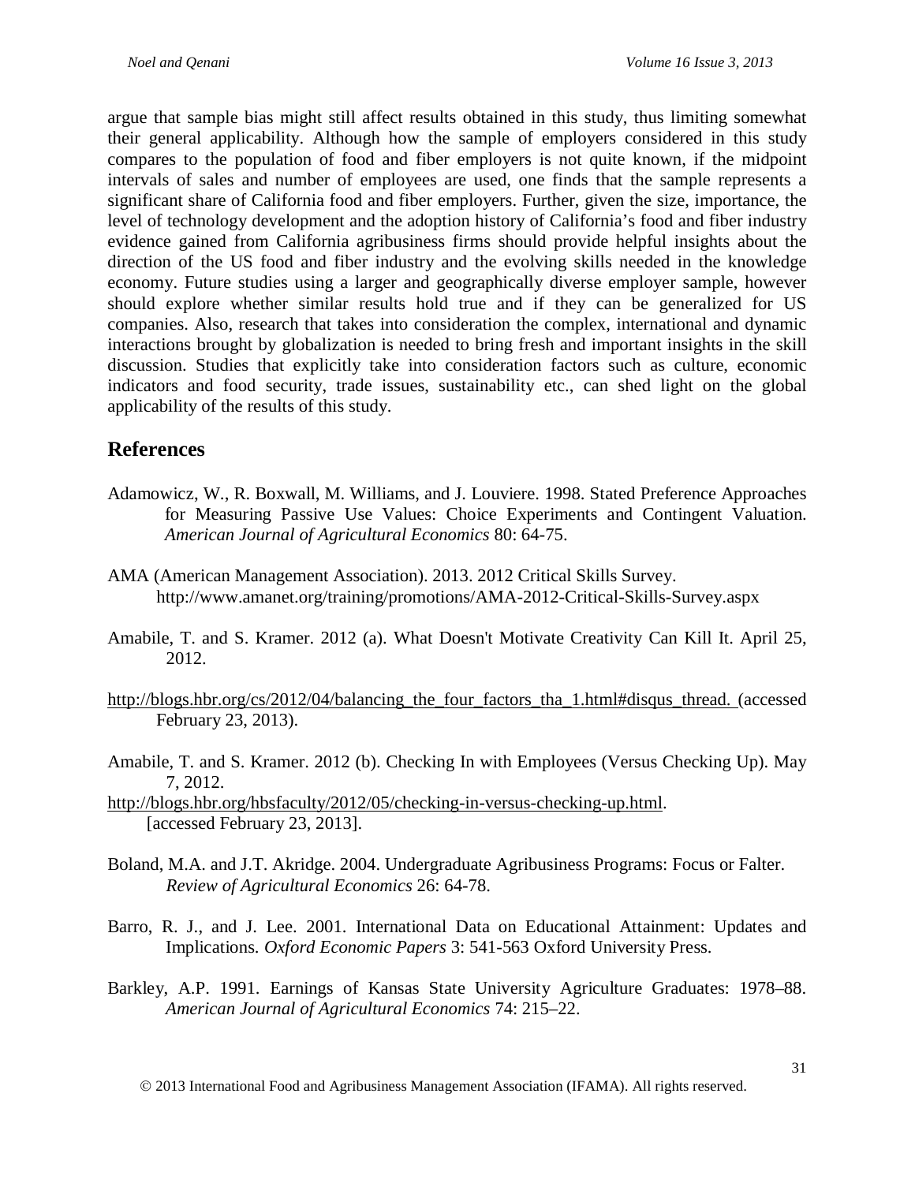argue that sample bias might still affect results obtained in this study, thus limiting somewhat their general applicability. Although how the sample of employers considered in this study compares to the population of food and fiber employers is not quite known, if the midpoint intervals of sales and number of employees are used, one finds that the sample represents a significant share of California food and fiber employers. Further, given the size, importance, the level of technology development and the adoption history of California's food and fiber industry evidence gained from California agribusiness firms should provide helpful insights about the direction of the US food and fiber industry and the evolving skills needed in the knowledge economy. Future studies using a larger and geographically diverse employer sample, however should explore whether similar results hold true and if they can be generalized for US companies. Also, research that takes into consideration the complex, international and dynamic interactions brought by globalization is needed to bring fresh and important insights in the skill discussion. Studies that explicitly take into consideration factors such as culture, economic indicators and food security, trade issues, sustainability etc., can shed light on the global applicability of the results of this study.

## References

Adamowicz, W., R. Boxwall, M. Williams, and J. Louviere. 1998. Stated Preference Approaches for Measuring Passive Use Values: Choice Experiments and Contingent Valuation. *American Journal of Agricultural Economics* 80: 64-75.

AMA (American Management Association). 2013. 2012 Critical Skills Survey. http://www.amanet.org/training/promotions/AMA-2012-Critical-Skills-Survey.aspx

Amabile, T. and S. Kramer. 2012 (a). What Doesn't Motivate Creativity Can Kill It. April 25, 2012.

http://blogs.hbr.org/cs/2012/04/balancing_the_four_factors_tha_1.html#disqus_thread. (accessed February 23, 2013).

Amabile, T. and S. Kramer. 2012 (b). Checking In with Employees (Versus Checking Up). May 7, 2012.

http://blogs.hbr.org/hbsfaculty/2012/05/checking-in-versus-checking-up.html. [accessed February 23, 2013].

Boland, M.A. and J.T. Akridge. 2004. Undergraduate Agribusiness Programs: Focus or Falter. *Review of Agricultural Economics* 26: 64-78.

Barro, R. J., and J. Lee. 2001. International Data on Educational Attainment: Updates and Implications. *Oxford Economic Papers* 3: 541-563 Oxford University Press.

Barkley, A.P. 1991. Earnings of Kansas State University Agriculture Graduates: 1978–88. *American Journal of Agricultural Economics* 74: 215–22.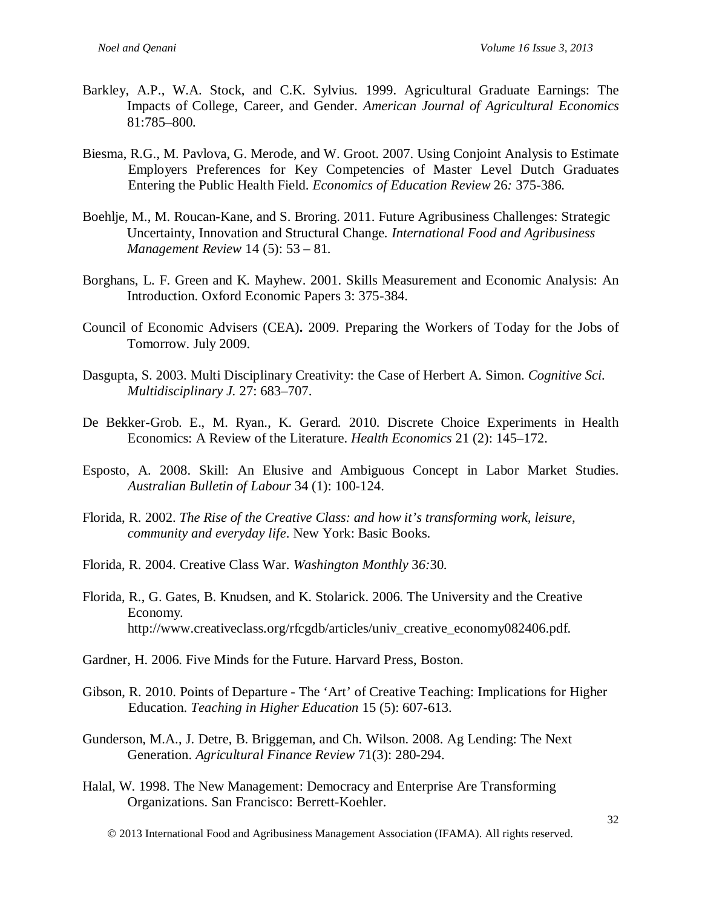Barkley, A.P., W.A. Stock, and C.K. Sylvius. 1999. Agricultural Graduate Earnings: The Impacts of College, Career, and Gender. *American Journal of Agricultural Economics* 81:785–800.

Biesma, R.G., M. Pavlova, G. Merode, and W. Groot. 2007. Using Conjoint Analysis to Estimate Employers Preferences for Key Competencies of Master Level Dutch Graduates Entering the Public Health Field. *Economics of Education Review* 26*:* 375-386.

Boehlje, M., M. Roucan-Kane, and S. Broring. 2011. Future Agribusiness Challenges: Strategic Uncertainty, Innovation and Structural Change. *International Food and Agribusiness Management Review* 14 (5): 53 – 81.

Borghans, L. F. Green and K. Mayhew. 2001. Skills Measurement and Economic Analysis: An Introduction. Oxford Economic Papers 3: 375-384.

Council of Economic Advisers (CEA)**.** 2009. Preparing the Workers of Today for the Jobs of Tomorrow. July 2009.

Dasgupta, S. 2003. Multi Disciplinary Creativity: the Case of Herbert A. Simon. *Cognitive Sci. Multidisciplinary J.* 27: 683–707.

De Bekker-Grob. E., M. Ryan., K. Gerard. 2010. Discrete Choice Experiments in Health Economics: A Review of the Literature. *Health Economics* 21 (2): 145–172.

Esposto, A. 2008. Skill: An Elusive and Ambiguous Concept in Labor Market Studies. *Australian Bulletin of Labour* 34 (1): 100-124.

Florida, R. 2002. *The Rise of the Creative Class: and how it's transforming work, leisure, community and everyday life*. New York: Basic Books.

Florida, R. 2004. Creative Class War. *Washington Monthly* 3*6:*30.

Florida, R., G. Gates, B. Knudsen, and K. Stolarick. 2006. The University and the Creative Economy. http://www.creativeclass.org/rfcgdb/articles/univ_creative_economy082406.pdf.

Gardner, H. 2006. Five Minds for the Future. Harvard Press, Boston.

Gibson, R. 2010. Points of Departure - The 'Art' of Creative Teaching: Implications for Higher Education. *Teaching in Higher Education* 15 (5): 607-613.

Gunderson, M.A., J. Detre, B. Briggeman, and Ch. Wilson. 2008. Ag Lending: The Next Generation. *Agricultural Finance Review* 71(3): 280-294.

Halal, W. 1998. The New Management: Democracy and Enterprise Are Transforming Organizations. San Francisco: Berrett-Koehler.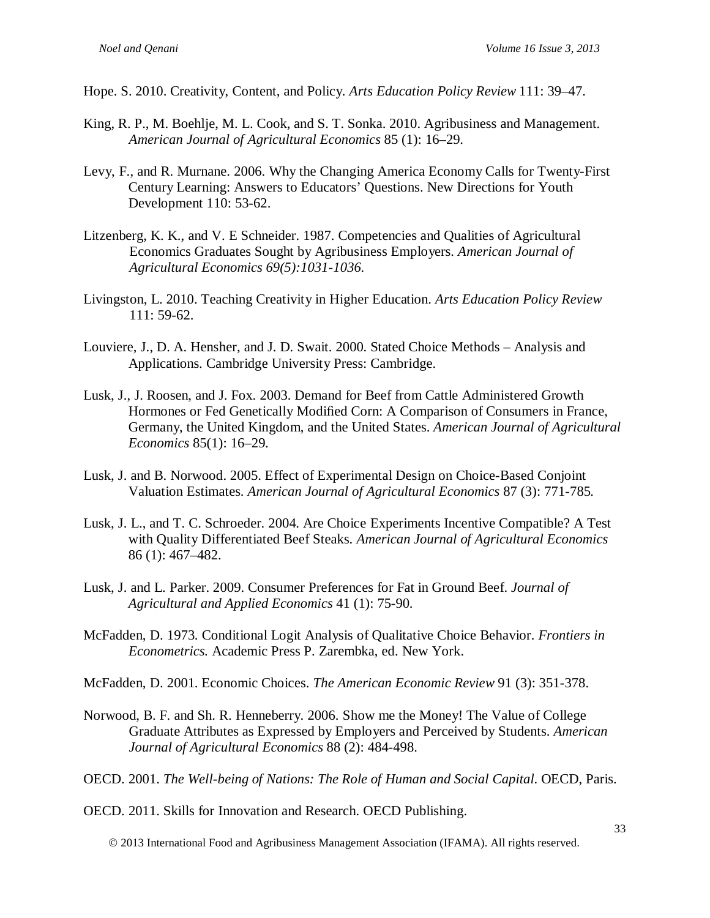Hope. S. 2010. Creativity, Content, and Policy. *Arts Education Policy Review* 111: 39–47.

King, R. P., M. Boehlje, M. L. Cook, and S. T. Sonka. 2010. Agribusiness and Management. *American Journal of Agricultural Economics* 85 (1): 16–29.

Levy, F., and R. Murnane. 2006. Why the Changing America Economy Calls for Twenty-First Century Learning: Answers to Educators' Questions. New Directions for Youth Development 110: 53-62.

Litzenberg, K. K., and V. E Schneider. 1987. Competencies and Qualities of Agricultural Economics Graduates Sought by Agribusiness Employers. *American Journal of Agricultural Economics 69(5):1031-1036.*

Livingston, L. 2010. Teaching Creativity in Higher Education. *Arts Education Policy Review* 111: 59-62.

Louviere, J., D. A. Hensher, and J. D. Swait. 2000. Stated Choice Methods – Analysis and Applications. Cambridge University Press: Cambridge.

Lusk, J., J. Roosen, and J. Fox. 2003. Demand for Beef from Cattle Administered Growth Hormones or Fed Genetically Modified Corn: A Comparison of Consumers in France, Germany, the United Kingdom, and the United States. *American Journal of Agricultural Economics* 85(1): 16–29.

Lusk, J. and B. Norwood. 2005. Effect of Experimental Design on Choice-Based Conjoint Valuation Estimates. *American Journal of Agricultural Economics* 87 (3): 771-785.

Lusk, J. L., and T. C. Schroeder. 2004. Are Choice Experiments Incentive Compatible? A Test with Quality Differentiated Beef Steaks. *American Journal of Agricultural Economics* 86 (1): 467–482.

Lusk, J. and L. Parker. 2009. Consumer Preferences for Fat in Ground Beef. *Journal of Agricultural and Applied Economics* 41 (1): 75-90.

McFadden, D. 1973. Conditional Logit Analysis of Qualitative Choice Behavior. *Frontiers in Econometrics.* Academic Press P. Zarembka, ed. New York.

McFadden, D. 2001. Economic Choices. *The American Economic Review* 91 (3): 351-378.

Norwood, B. F. and Sh. R. Henneberry. 2006. Show me the Money! The Value of College Graduate Attributes as Expressed by Employers and Perceived by Students. *American Journal of Agricultural Economics* 88 (2): 484-498.

OECD. 2001. *The Well-being of Nations: The Role of Human and Social Capital.* OECD, Paris.

OECD. 2011. Skills for Innovation and Research. OECD Publishing.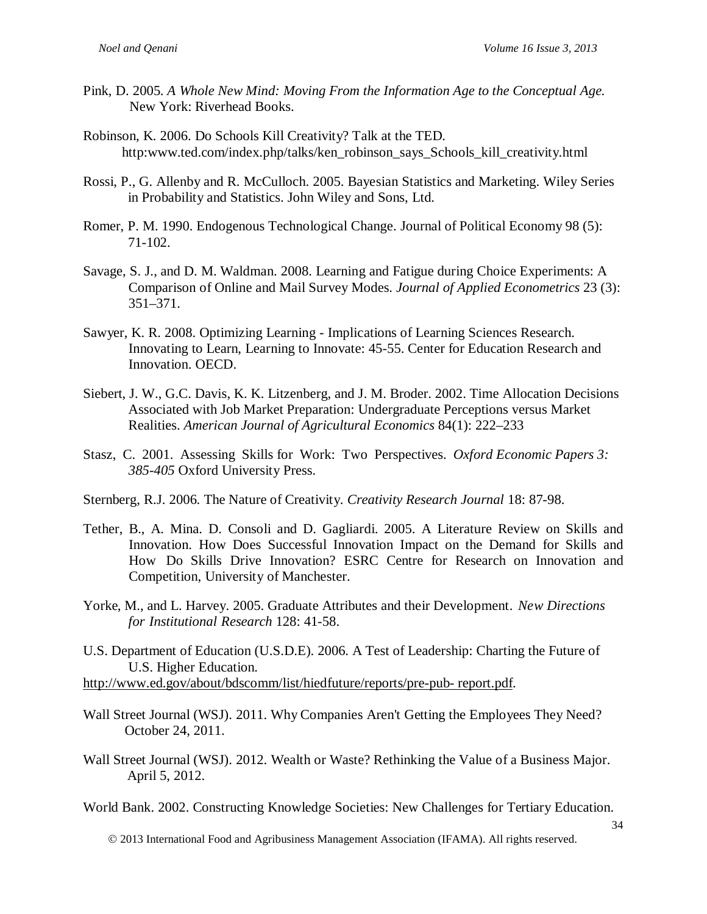Pink, D. 2005. *A Whole New Mind: Moving From the Information Age to the Conceptual Age.* New York: Riverhead Books.

Robinson, K. 2006. Do Schools Kill Creativity? Talk at the TED. http:www.ted.com/index.php/talks/ken_robinson_says_Schools_kill_creativity.html

Rossi, P., G. Allenby and R. McCulloch. 2005. Bayesian Statistics and Marketing. Wiley Series in Probability and Statistics. John Wiley and Sons, Ltd.

Romer, P. M. 1990. Endogenous Technological Change. Journal of Political Economy 98 (5): 71-102.

Savage, S. J., and D. M. Waldman. 2008. Learning and Fatigue during Choice Experiments: A Comparison of Online and Mail Survey Modes. *Journal of Applied Econometrics* 23 (3): 351–371.

Sawyer, K. R. 2008. Optimizing Learning - Implications of Learning Sciences Research. Innovating to Learn, Learning to Innovate: 45-55. Center for Education Research and Innovation. OECD.

Siebert, J. W., G.C. Davis, K. K. Litzenberg, and J. M. Broder. 2002. Time Allocation Decisions Associated with Job Market Preparation: Undergraduate Perceptions versus Market Realities. *American Journal of Agricultural Economics* 84(1): 222–233

Stasz, C. 2001. Assessing Skills for Work: Two Perspectives. *Oxford Economic Papers 3: 385-405* Oxford University Press.

Sternberg, R.J. 2006. The Nature of Creativity. *Creativity Research Journal* 18: 87-98.

Tether, B., A. Mina. D. Consoli and D. Gagliardi. 2005. A Literature Review on Skills and Innovation. How Does Successful Innovation Impact on the Demand for Skills and How Do Skills Drive Innovation? ESRC Centre for Research on Innovation and Competition, University of Manchester.

Yorke, M., and L. Harvey. 2005. Graduate Attributes and their Development. *New Directions for Institutional Research* 128: 41-58.

U.S. Department of Education (U.S.D.E). 2006. A Test of Leadership: Charting the Future of U.S. Higher Education. http://www.ed.gov/about/bdscomm/list/hiedfuture/reports/pre-pub- report.pdf.

Wall Street Journal (WSJ). 2011. Why Companies Aren't Getting the Employees They Need? October 24, 2011.

Wall Street Journal (WSJ). 2012. Wealth or Waste? Rethinking the Value of a Business Major. April 5, 2012.

World Bank. 2002. Constructing Knowledge Societies: New Challenges for Tertiary Education.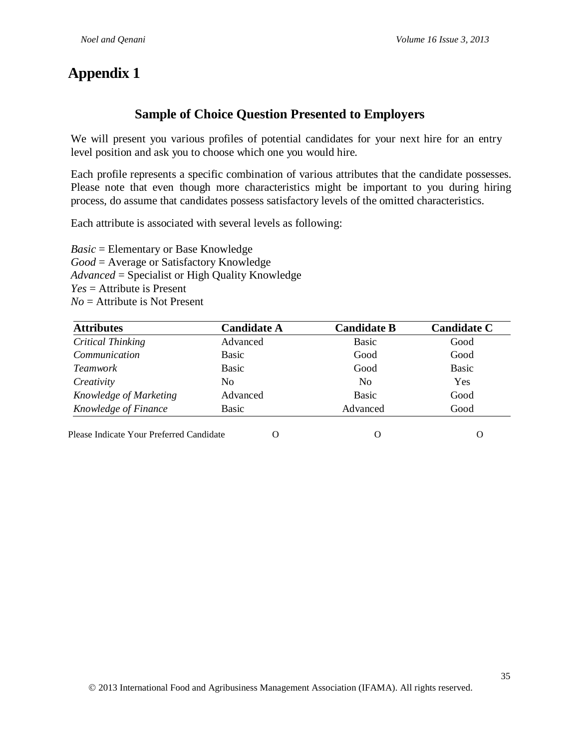# Appendix 1

## Sample of Choice Question Presented to Employers

We will present you various profiles of potential candidates for your next hire for an entry level position and ask you to choose which one you would hire.

Each profile represents a specific combination of various attributes that the candidate possesses. Please note that even though more characteristics might be important to you during hiring process, do assume that candidates possess satisfactory levels of the omitted characteristics.

Each attribute is associated with several levels as following:

*Basic* = Elementary or Base Knowledge
*Good* = Average or Satisfactory Knowledge
*Advanced* = Specialist or High Quality Knowledge
*Yes* = Attribute is Present
*No* = Attribute is Not Present

| **Attributes** | **Candidate A** | **Candidate B** | **Candidate C** |
|---|---|---|---|
| *Critical Thinking* | Advanced | Basic | Good |
| *Communication* | Basic | Good | Good |
| *Teamwork* | Basic | Good | Basic |
| *Creativity* | No | No | Yes |
| *Knowledge of Marketing* | Advanced | Basic | Good |
| *Knowledge of Finance* | Basic | Advanced | Good |
| Please Indicate Your Preferred Candidate | O | O | O |

© 2013 International Food and Agribusiness Management Association (IFAMA). All rights reserved.